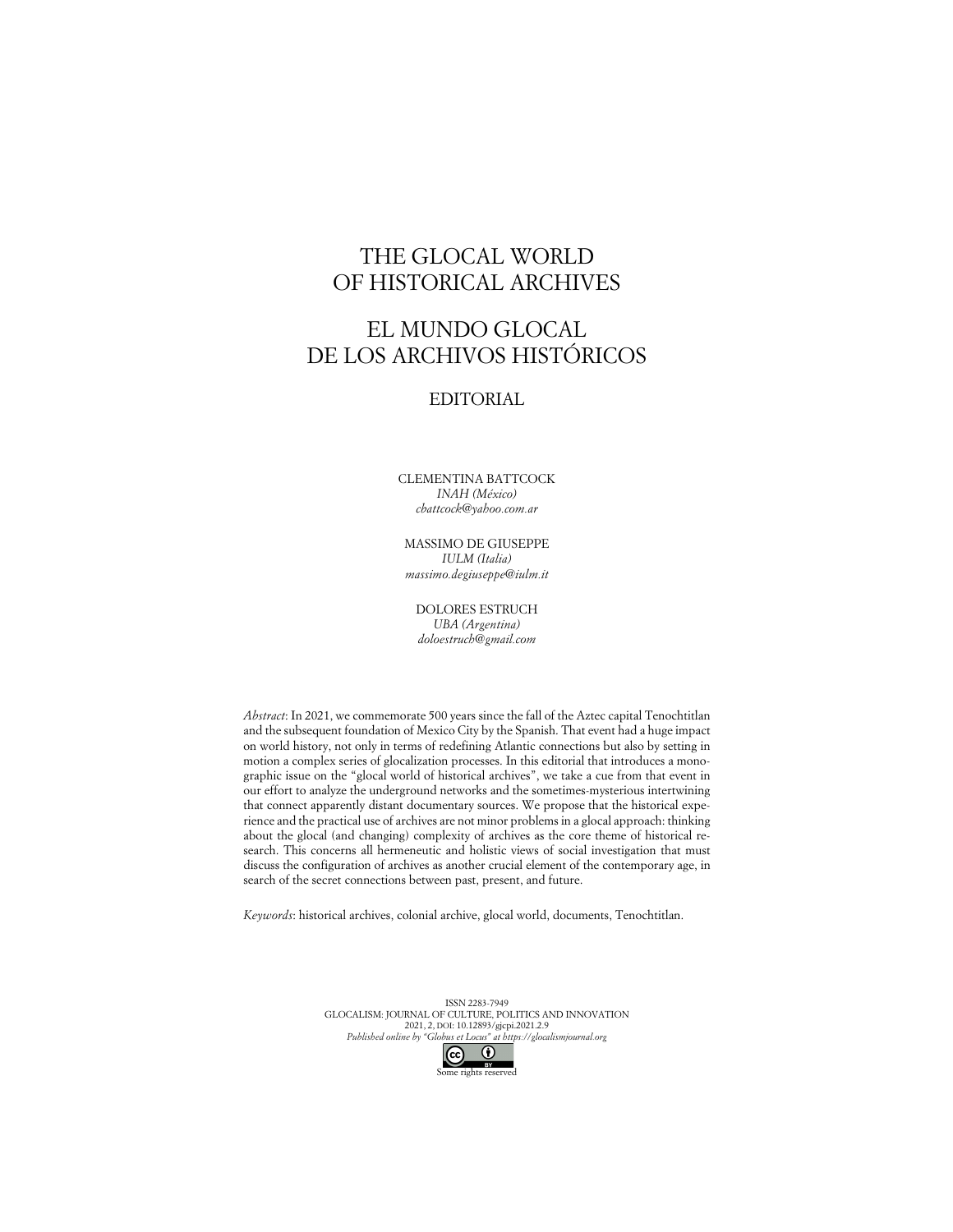# THE GLOCAL WORLD OF HISTORICAL ARCHIVES

# EL MUNDO GLOCAL DE LOS ARCHIVOS HISTÓRICOS

## EDITORIAL

CLEMENTINA BATTCOCK
*INAH (México)*
*cbattcock@yahoo.com.ar*

MASSIMO DE GIUSEPPE
*IULM (Italia)*
*massimo.degiuseppe@iulm.it*

DOLORES ESTRUCH
*UBA (Argentina)*
*doloestruch@gmail.com*

*Abstract*: In 2021, we commemorate 500 years since the fall of the Aztec capital Tenochtitlan and the subsequent foundation of Mexico City by the Spanish. That event had a huge impact on world history, not only in terms of redefining Atlantic connections but also by setting in motion a complex series of glocalization processes. In this editorial that introduces a monographic issue on the "glocal world of historical archives", we take a cue from that event in our effort to analyze the underground networks and the sometimes-mysterious intertwining that connect apparently distant documentary sources. We propose that the historical experience and the practical use of archives are not minor problems in a glocal approach: thinking about the glocal (and changing) complexity of archives as the core theme of historical research. This concerns all hermeneutic and holistic views of social investigation that must discuss the configuration of archives as another crucial element of the contemporary age, in search of the secret connections between past, present, and future.

*Keywords*: historical archives, colonial archive, glocal world, documents, Tenochtitlan.

ISSN 2283-7949
GLOCALISM: JOURNAL OF CULTURE, POLITICS AND INNOVATION
2021, 2, DOI: 10.12893/gjcpi.2021.2.9
*Published online by "Globus et Locus" at https://glocalismjournal.org*
Some rights reserved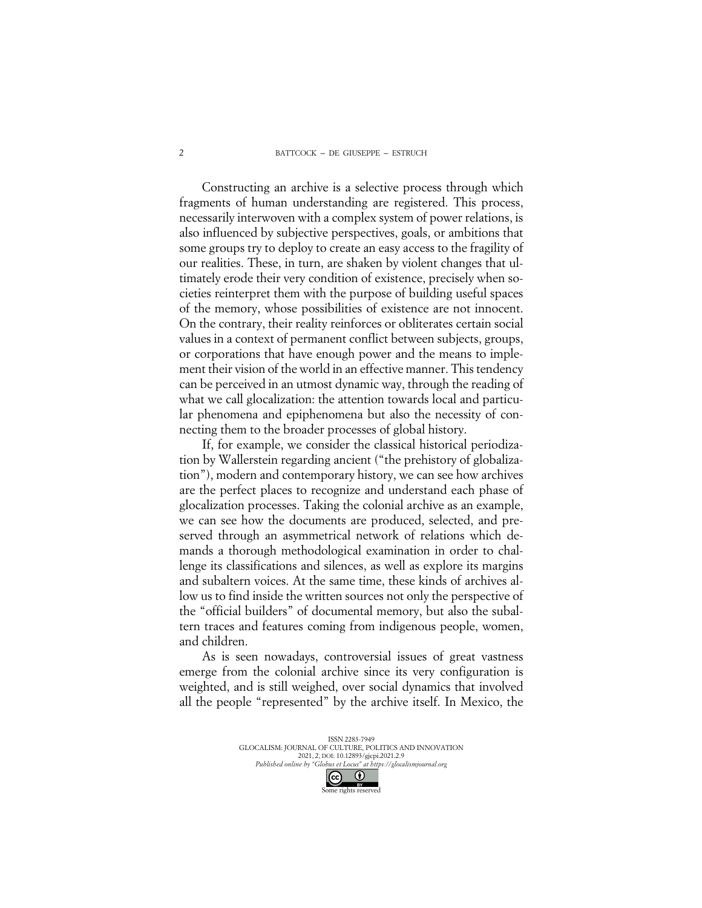Constructing an archive is a selective process through which fragments of human understanding are registered. This process, necessarily interwoven with a complex system of power relations, is also influenced by subjective perspectives, goals, or ambitions that some groups try to deploy to create an easy access to the fragility of our realities. These, in turn, are shaken by violent changes that ultimately erode their very condition of existence, precisely when societies reinterpret them with the purpose of building useful spaces of the memory, whose possibilities of existence are not innocent. On the contrary, their reality reinforces or obliterates certain social values in a context of permanent conflict between subjects, groups, or corporations that have enough power and the means to implement their vision of the world in an effective manner. This tendency can be perceived in an utmost dynamic way, through the reading of what we call glocalization: the attention towards local and particular phenomena and epiphenomena but also the necessity of connecting them to the broader processes of global history.

If, for example, we consider the classical historical periodization by Wallerstein regarding ancient ("the prehistory of globalization"), modern and contemporary history, we can see how archives are the perfect places to recognize and understand each phase of glocalization processes. Taking the colonial archive as an example, we can see how the documents are produced, selected, and preserved through an asymmetrical network of relations which demands a thorough methodological examination in order to challenge its classifications and silences, as well as explore its margins and subaltern voices. At the same time, these kinds of archives allow us to find inside the written sources not only the perspective of the "official builders" of documental memory, but also the subaltern traces and features coming from indigenous people, women, and children.

As is seen nowadays, controversial issues of great vastness emerge from the colonial archive since its very configuration is weighted, and is still weighed, over social dynamics that involved all the people "represented" by the archive itself. In Mexico, the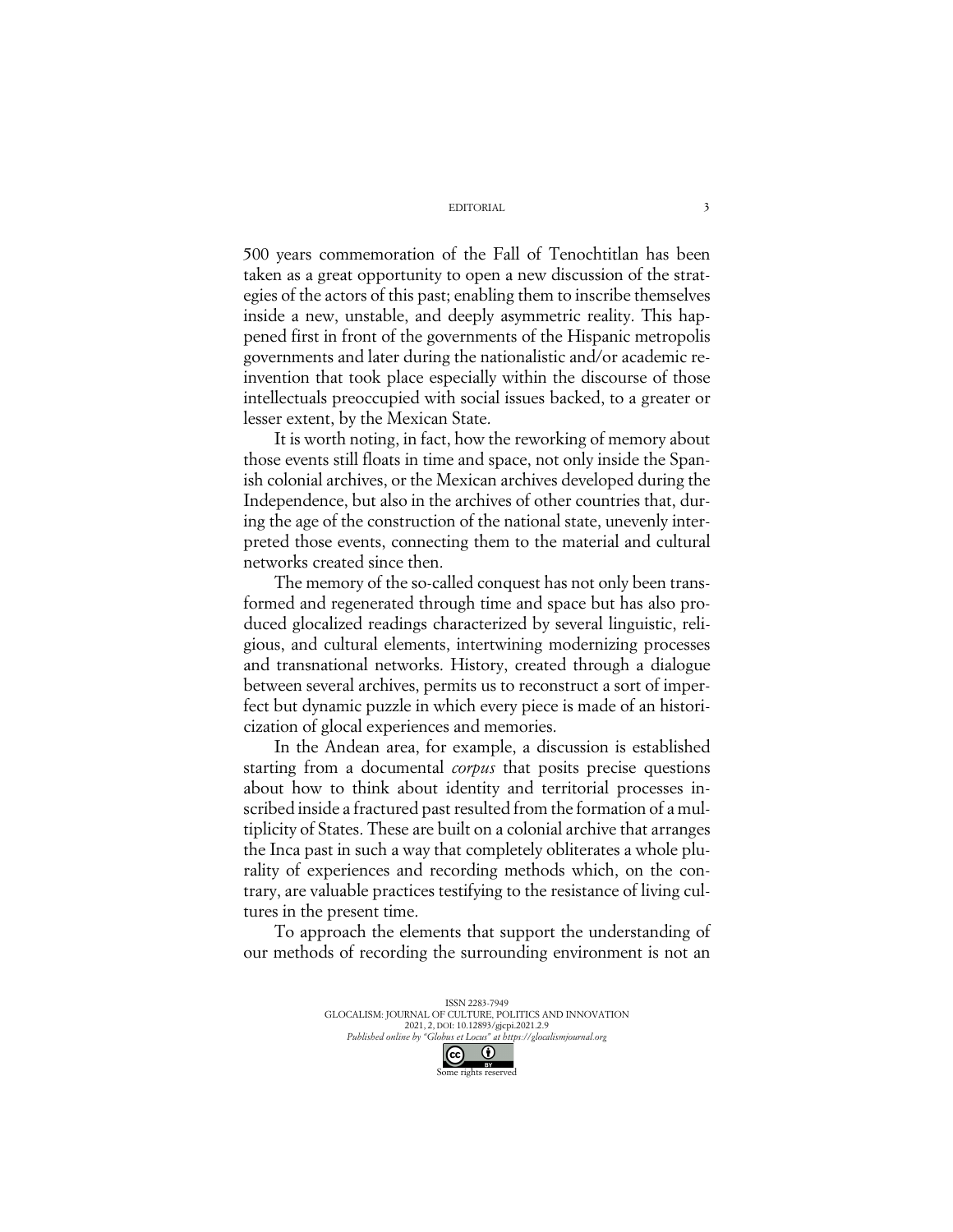500 years commemoration of the Fall of Tenochtitlan has been taken as a great opportunity to open a new discussion of the strategies of the actors of this past; enabling them to inscribe themselves inside a new, unstable, and deeply asymmetric reality. This happened first in front of the governments of the Hispanic metropolis governments and later during the nationalistic and/or academic reinvention that took place especially within the discourse of those intellectuals preoccupied with social issues backed, to a greater or lesser extent, by the Mexican State.

It is worth noting, in fact, how the reworking of memory about those events still floats in time and space, not only inside the Spanish colonial archives, or the Mexican archives developed during the Independence, but also in the archives of other countries that, during the age of the construction of the national state, unevenly interpreted those events, connecting them to the material and cultural networks created since then.

The memory of the so-called conquest has not only been transformed and regenerated through time and space but has also produced glocalized readings characterized by several linguistic, religious, and cultural elements, intertwining modernizing processes and transnational networks. History, created through a dialogue between several archives, permits us to reconstruct a sort of imperfect but dynamic puzzle in which every piece is made of an historicization of glocal experiences and memories.

In the Andean area, for example, a discussion is established starting from a documental *corpus* that posits precise questions about how to think about identity and territorial processes inscribed inside a fractured past resulted from the formation of a multiplicity of States. These are built on a colonial archive that arranges the Inca past in such a way that completely obliterates a whole plurality of experiences and recording methods which, on the contrary, are valuable practices testifying to the resistance of living cultures in the present time.

To approach the elements that support the understanding of our methods of recording the surrounding environment is not an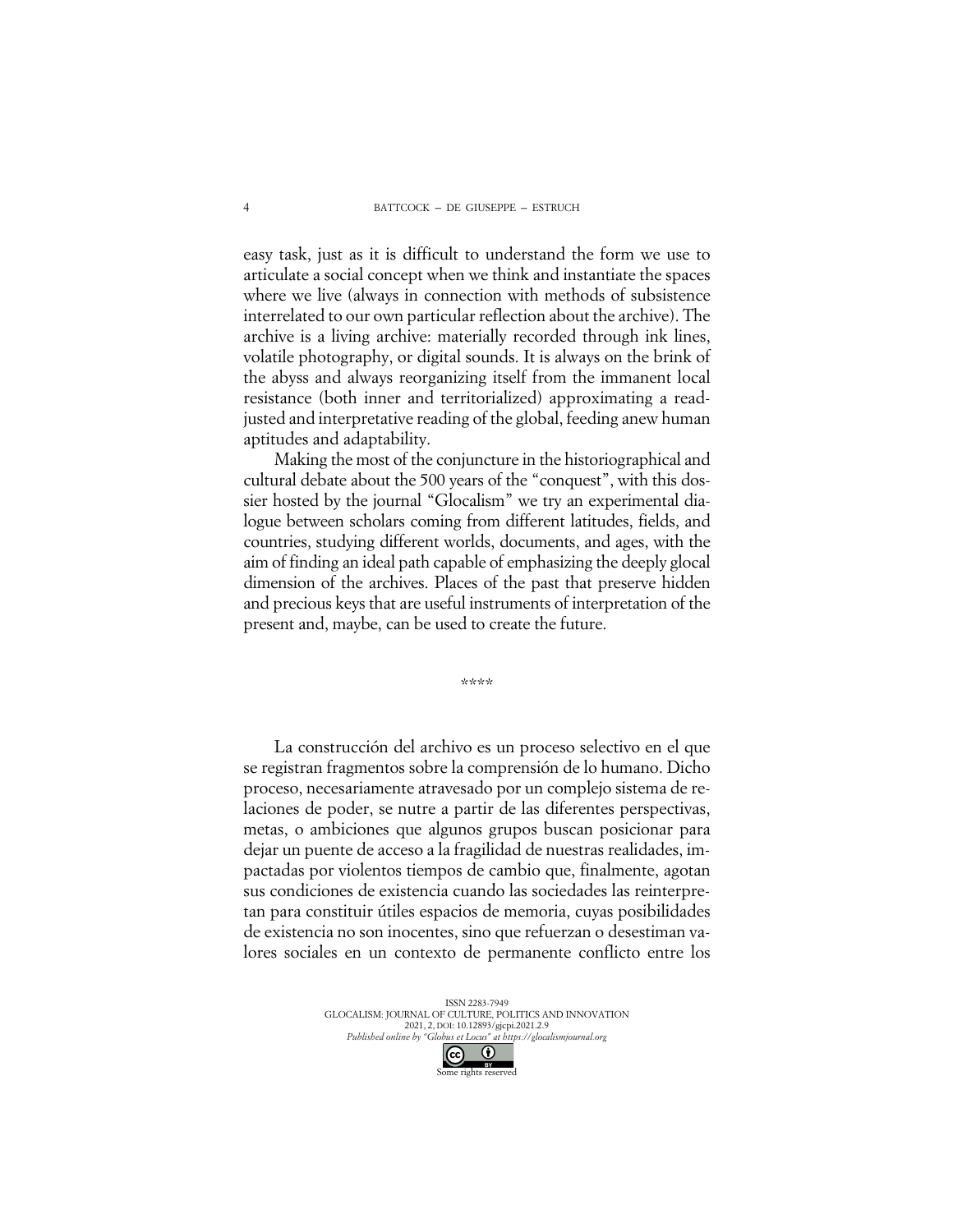easy task, just as it is difficult to understand the form we use to articulate a social concept when we think and instantiate the spaces where we live (always in connection with methods of subsistence interrelated to our own particular reflection about the archive). The archive is a living archive: materially recorded through ink lines, volatile photography, or digital sounds. It is always on the brink of the abyss and always reorganizing itself from the immanent local resistance (both inner and territorialized) approximating a readjusted and interpretative reading of the global, feeding anew human aptitudes and adaptability.

Making the most of the conjuncture in the historiographical and cultural debate about the 500 years of the "conquest", with this dossier hosted by the journal "Glocalism" we try an experimental dialogue between scholars coming from different latitudes, fields, and countries, studying different worlds, documents, and ages, with the aim of finding an ideal path capable of emphasizing the deeply glocal dimension of the archives. Places of the past that preserve hidden and precious keys that are useful instruments of interpretation of the present and, maybe, can be used to create the future.

\*\*\*\*

La construcción del archivo es un proceso selectivo en el que se registran fragmentos sobre la comprensión de lo humano. Dicho proceso, necesariamente atravesado por un complejo sistema de relaciones de poder, se nutre a partir de las diferentes perspectivas, metas, o ambiciones que algunos grupos buscan posicionar para dejar un puente de acceso a la fragilidad de nuestras realidades, impactadas por violentos tiempos de cambio que, finalmente, agotan sus condiciones de existencia cuando las sociedades las reinterpretan para constituir útiles espacios de memoria, cuyas posibilidades de existencia no son inocentes, sino que refuerzan o desestiman valores sociales en un contexto de permanente conflicto entre los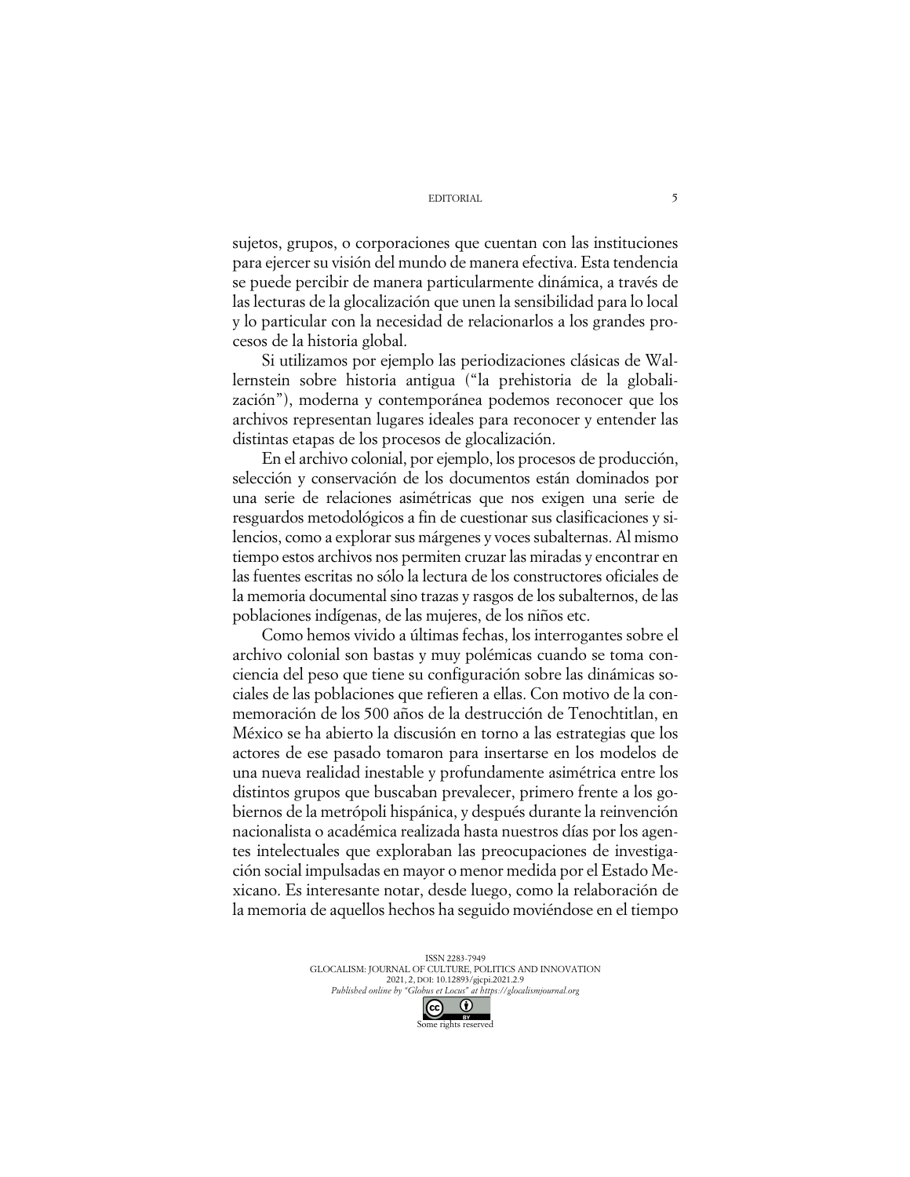sujetos, grupos, o corporaciones que cuentan con las instituciones para ejercer su visión del mundo de manera efectiva. Esta tendencia se puede percibir de manera particularmente dinámica, a través de las lecturas de la glocalización que unen la sensibilidad para lo local y lo particular con la necesidad de relacionarlos a los grandes procesos de la historia global.

Si utilizamos por ejemplo las periodizaciones clásicas de Wallernstein sobre historia antigua ("la prehistoria de la globalización"), moderna y contemporánea podemos reconocer que los archivos representan lugares ideales para reconocer y entender las distintas etapas de los procesos de glocalización.

En el archivo colonial, por ejemplo, los procesos de producción, selección y conservación de los documentos están dominados por una serie de relaciones asimétricas que nos exigen una serie de resguardos metodológicos a fin de cuestionar sus clasificaciones y silencios, como a explorar sus márgenes y voces subalternas. Al mismo tiempo estos archivos nos permiten cruzar las miradas y encontrar en las fuentes escritas no sólo la lectura de los constructores oficiales de la memoria documental sino trazas y rasgos de los subalternos, de las poblaciones indígenas, de las mujeres, de los niños etc.

Como hemos vivido a últimas fechas, los interrogantes sobre el archivo colonial son bastas y muy polémicas cuando se toma conciencia del peso que tiene su configuración sobre las dinámicas sociales de las poblaciones que refieren a ellas. Con motivo de la conmemoración de los 500 años de la destrucción de Tenochtitlan, en México se ha abierto la discusión en torno a las estrategias que los actores de ese pasado tomaron para insertarse en los modelos de una nueva realidad inestable y profundamente asimétrica entre los distintos grupos que buscaban prevalecer, primero frente a los gobiernos de la metrópoli hispánica, y después durante la reinvención nacionalista o académica realizada hasta nuestros días por los agentes intelectuales que exploraban las preocupaciones de investigación social impulsadas en mayor o menor medida por el Estado Mexicano. Es interesante notar, desde luego, como la relaboración de la memoria de aquellos hechos ha seguido moviéndose en el tiempo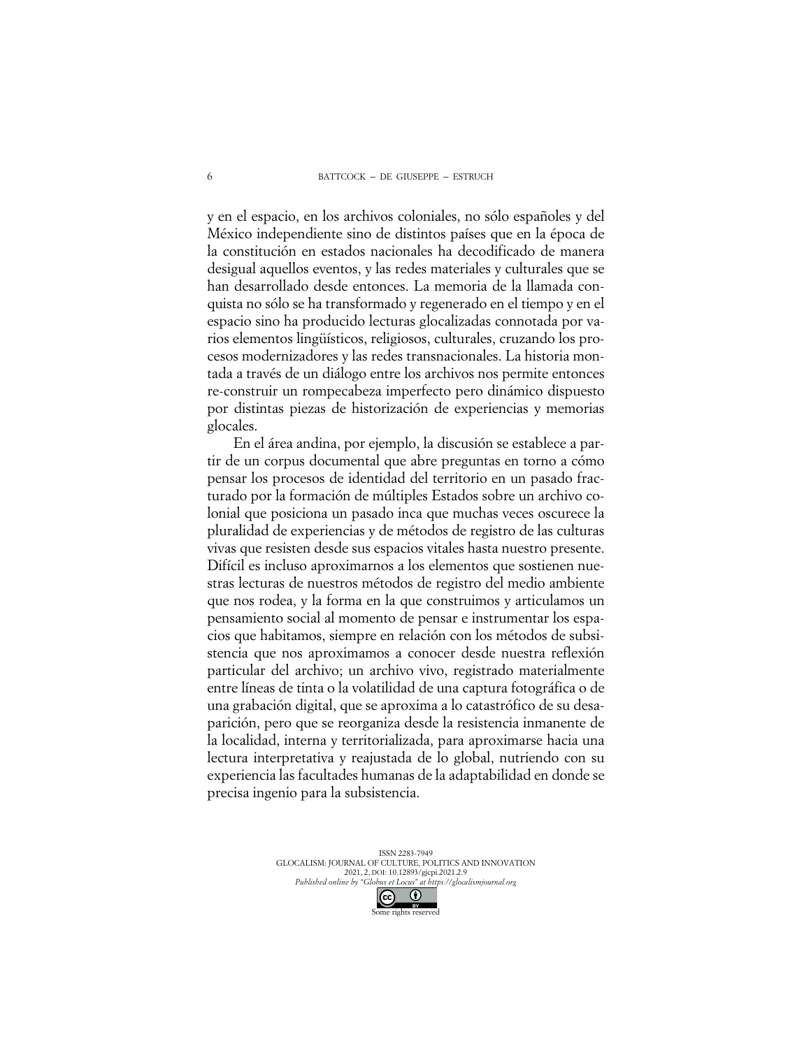y en el espacio, en los archivos coloniales, no sólo españoles y del México independiente sino de distintos países que en la época de la constitución en estados nacionales ha decodificado de manera desigual aquellos eventos, y las redes materiales y culturales que se han desarrollado desde entonces. La memoria de la llamada conquista no sólo se ha transformado y regenerado en el tiempo y en el espacio sino ha producido lecturas glocalizadas connotada por varios elementos lingüísticos, religiosos, culturales, cruzando los procesos modernizadores y las redes transnacionales. La historia montada a través de un diálogo entre los archivos nos permite entonces re-construir un rompecabeza imperfecto pero dinámico dispuesto por distintas piezas de historización de experiencias y memorias glocales.

En el área andina, por ejemplo, la discusión se establece a partir de un corpus documental que abre preguntas en torno a cómo pensar los procesos de identidad del territorio en un pasado fracturado por la formación de múltiples Estados sobre un archivo colonial que posiciona un pasado inca que muchas veces oscurece la pluralidad de experiencias y de métodos de registro de las culturas vivas que resisten desde sus espacios vitales hasta nuestro presente. Difícil es incluso aproximarnos a los elementos que sostienen nuestras lecturas de nuestros métodos de registro del medio ambiente que nos rodea, y la forma en la que construimos y articulamos un pensamiento social al momento de pensar e instrumentar los espacios que habitamos, siempre en relación con los métodos de subsistencia que nos aproximamos a conocer desde nuestra reflexión particular del archivo; un archivo vivo, registrado materialmente entre líneas de tinta o la volatilidad de una captura fotográfica o de una grabación digital, que se aproxima a lo catastrófico de su desaparición, pero que se reorganiza desde la resistencia inmanente de la localidad, interna y territorializada, para aproximarse hacia una lectura interpretativa y reajustada de lo global, nutriendo con su experiencia las facultades humanas de la adaptabilidad en donde se precisa ingenio para la subsistencia.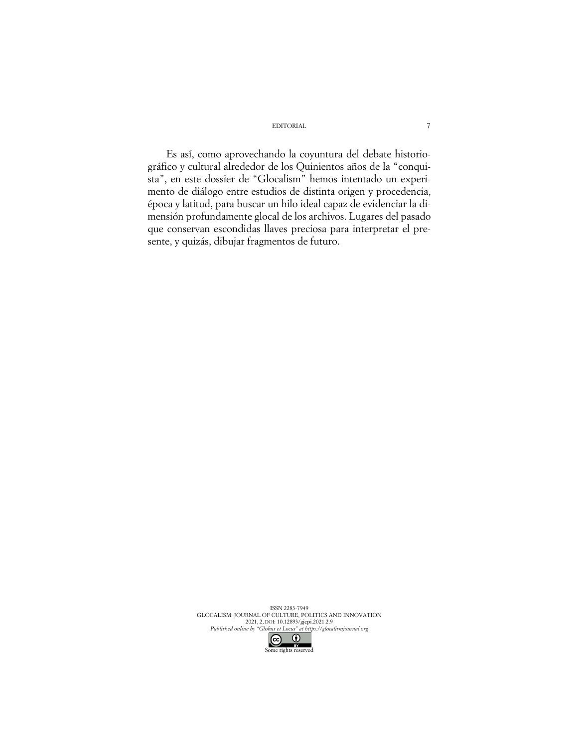Es así, como aprovechando la coyuntura del debate historiográfico y cultural alrededor de los Quinientos años de la "conquista", en este dossier de "Glocalism" hemos intentado un experimento de diálogo entre estudios de distinta origen y procedencia, época y latitud, para buscar un hilo ideal capaz de evidenciar la dimensión profundamente glocal de los archivos. Lugares del pasado que conservan escondidas llaves preciosa para interpretar el presente, y quizás, dibujar fragmentos de futuro.